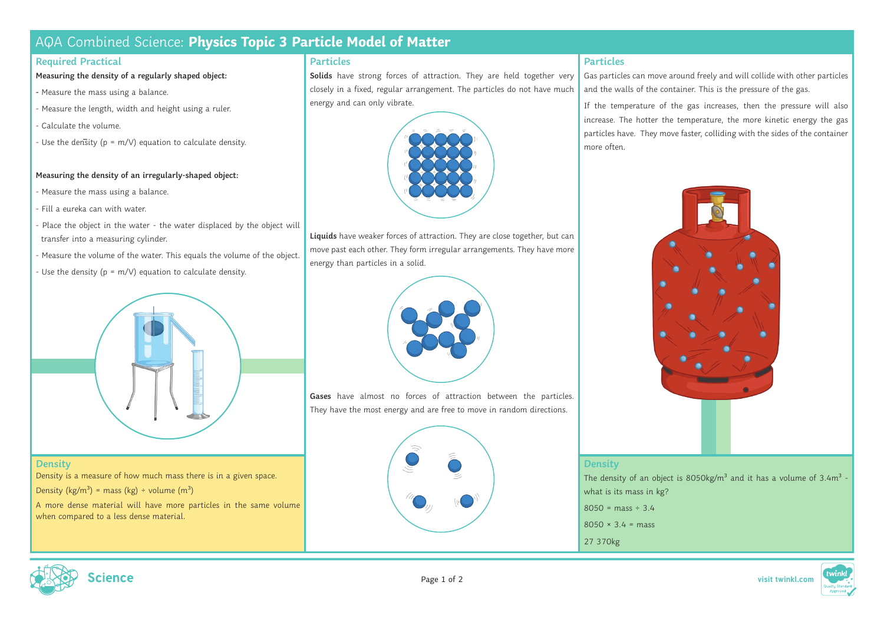# AQA Combined Science: **Physics Topic 3 Particle Model of Matter**

## Required Practical

**Measuring the density of a regularly shaped object:**

- Measure the mass using a balance.
- Measure the length, width and height using a ruler.
- Calculate the volume.
- Use the density ($\rho = m/V$) equation to calculate density.

**Measuring the density of an irregularly-shaped object:**

- Measure the mass using a balance.
- Fill a eureka can with water.
- Place the object in the water - the water displaced by the object will transfer into a measuring cylinder.
- Measure the volume of the water. This equals the volume of the object.
- Use the density ($\rho = m/V$) equation to calculate density.

## Density

Density is a measure of how much mass there is in a given space.

Density ($kg/m^3$) = mass (kg) ÷ volume ($m^3$)

A more dense material will have more particles in the same volume when compared to a less dense material.

## Particles

**Solids** have strong forces of attraction. They are held together very closely in a fixed, regular arrangement. The particles do not have much energy and can only vibrate.

**Liquids** have weaker forces of attraction. They are close together, but can move past each other. They form irregular arrangements. They have more energy than particles in a solid.

**Gases** have almost no forces of attraction between the particles. They have the most energy and are free to move in random directions.

## Particles

Gas particles can move around freely and will collide with other particles and the walls of the container. This is the pressure of the gas.

If the temperature of the gas increases, then the pressure will also increase. The hotter the temperature, the more kinetic energy the gas particles have. They move faster, colliding with the sides of the container more often.

## Density

The density of an object is $8050 kg/m^3$ and it has a volume of $3.4 m^3$ - what is its mass in kg?

8050 = mass ÷ 3.4

8050 × 3.4 = mass

27 370kg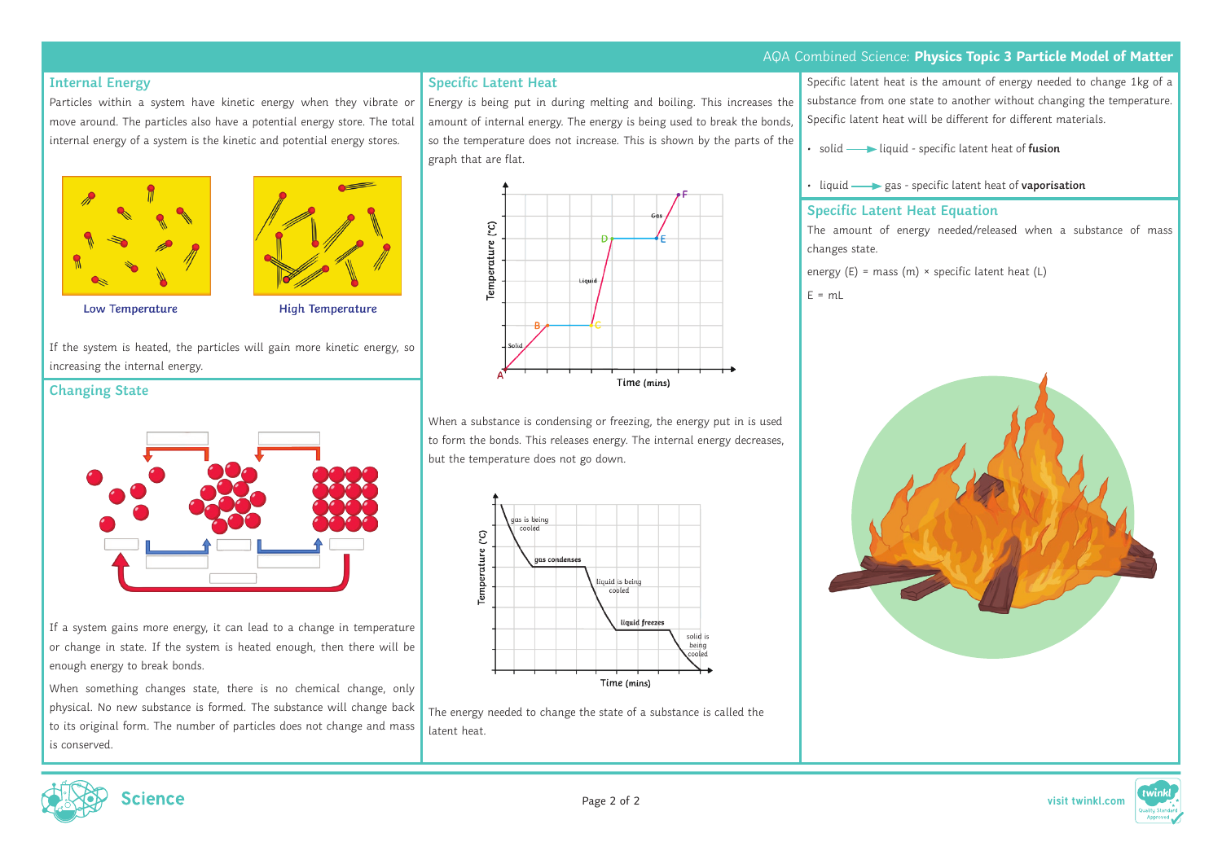## Internal Energy

Particles within a system have kinetic energy when they vibrate or move around. The particles also have a potential energy store. The total internal energy of a system is the kinetic and potential energy stores.

Low Temperature

High Temperature

If the system is heated, the particles will gain more kinetic energy, so increasing the internal energy.

## Changing State

If a system gains more energy, it can lead to a change in temperature or change in state. If the system is heated enough, then there will be enough energy to break bonds.

When something changes state, there is no chemical change, only physical. No new substance is formed. The substance will change back to its original form. The number of particles does not change and mass is conserved.

## Specific Latent Heat

Energy is being put in during melting and boiling. This increases the amount of internal energy. The energy is being used to break the bonds, so the temperature does not increase. This is shown by the parts of the graph that are flat.

Temperature (°C)

Time (mins)

A B C D E F

Solid

Liquid

Gas

When a substance is condensing or freezing, the energy put in is used to form the bonds. This releases energy. The internal energy decreases, but the temperature does not go down.

Temperature (°C)

Time (mins)

gas is being cooled

gas condenses

liquid is being cooled

liquid freezes

solid is being cooled

The energy needed to change the state of a substance is called the latent heat.

Specific latent heat is the amount of energy needed to change 1kg of a substance from one state to another without changing the temperature. Specific latent heat will be different for different materials.

- solid ⟶ liquid - specific latent heat of **fusion**
- liquid ⟶ gas - specific latent heat of **vaporisation**

## Specific Latent Heat Equation

The amount of energy needed/released when a substance of mass changes state.

energy (E) = mass (m) × specific latent heat (L)

$E = mL$